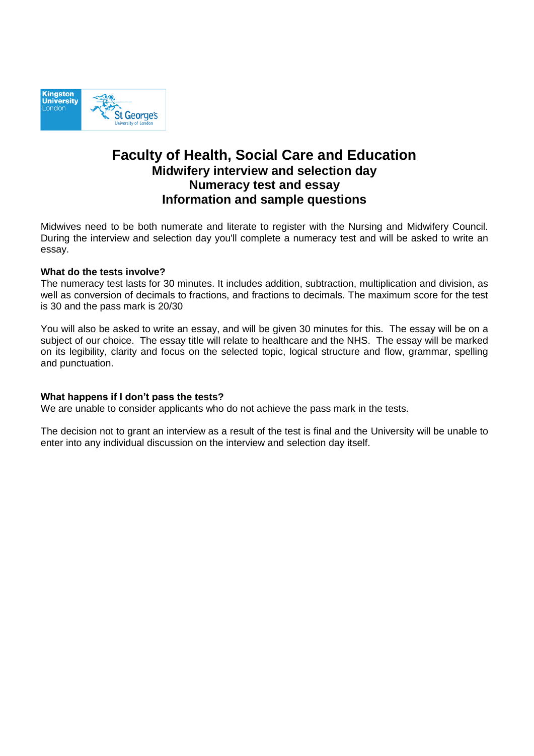# Faculty of Health, Social Care and Education

## Midwifery interview and selection day

## Numeracy test and essay

## Information and sample questions

Midwives need to be both numerate and literate to register with the Nursing and Midwifery Council. During the interview and selection day you'll complete a numeracy test and will be asked to write an essay.

**What do the tests involve?**

The numeracy test lasts for 30 minutes. It includes addition, subtraction, multiplication and division, as well as conversion of decimals to fractions, and fractions to decimals. The maximum score for the test is 30 and the pass mark is 20/30

You will also be asked to write an essay, and will be given 30 minutes for this. The essay will be on a subject of our choice. The essay title will relate to healthcare and the NHS. The essay will be marked on its legibility, clarity and focus on the selected topic, logical structure and flow, grammar, spelling and punctuation.

**What happens if I don't pass the tests?**

We are unable to consider applicants who do not achieve the pass mark in the tests.

The decision not to grant an interview as a result of the test is final and the University will be unable to enter into any individual discussion on the interview and selection day itself.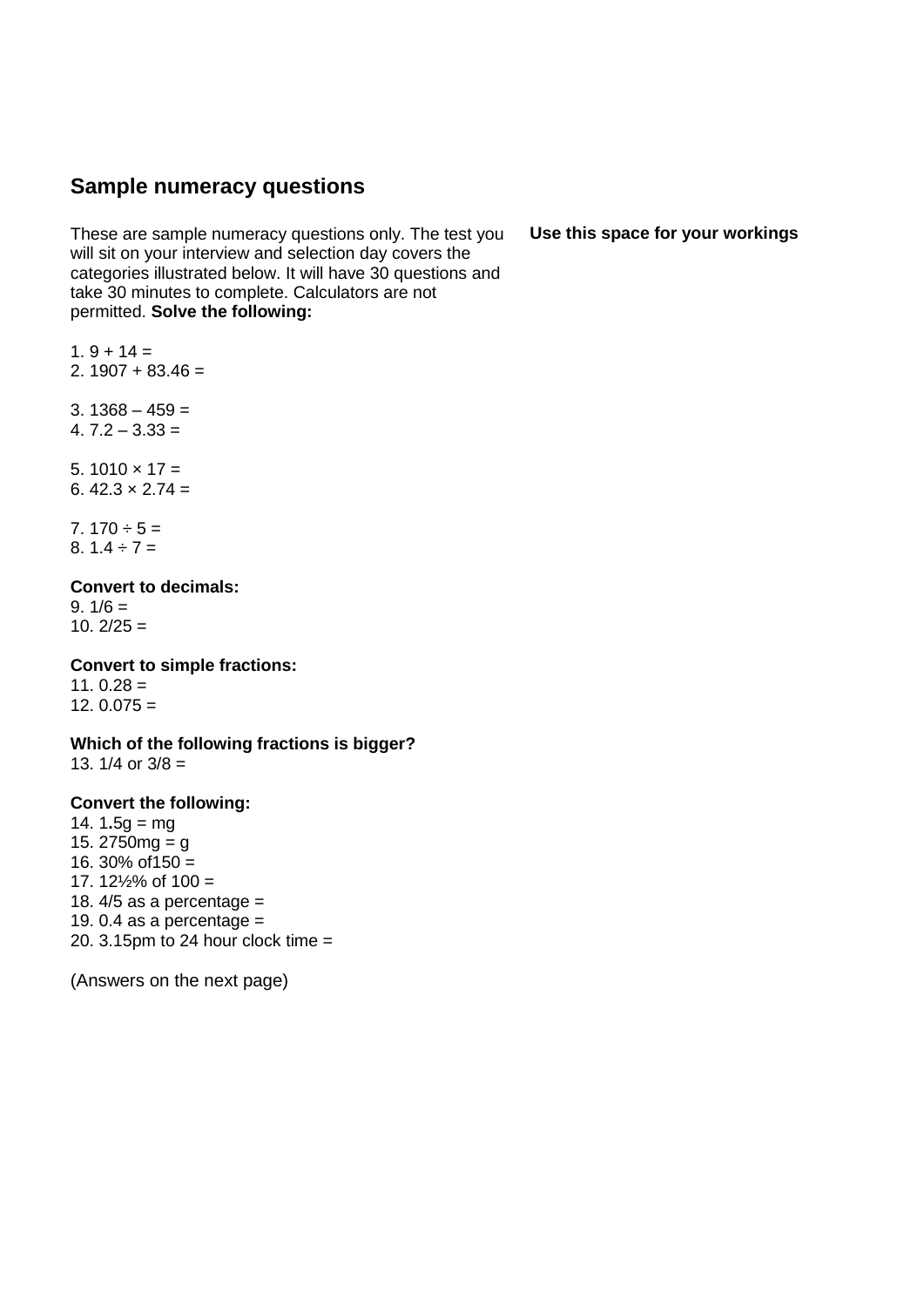## Sample numeracy questions

These are sample numeracy questions only. The test you will sit on your interview and selection day covers the categories illustrated below. It will have 30 questions and take 30 minutes to complete. Calculators are not permitted. **Solve the following:**

**Use this space for your workings**

1. 9 + 14 =
2. 1907 + 83.46 =

3. 1368 – 459 =
4. 7.2 – 3.33 =

5. 1010 × 17 =
6. 42.3 × 2.74 =

7. 170 ÷ 5 =
8. 1.4 ÷ 7 =

**Convert to decimals:**

9. 1/6 =
10. 2/25 =

**Convert to simple fractions:**

11. 0.28 =
12. 0.075 =

**Which of the following fractions is bigger?**

13. 1/4 or 3/8 =

**Convert the following:**

14. 1.5g = mg
15. 2750mg = g
16. 30% of150 =
17. 12½% of 100 =
18. 4/5 as a percentage =
19. 0.4 as a percentage =
20. 3.15pm to 24 hour clock time =

(Answers on the next page)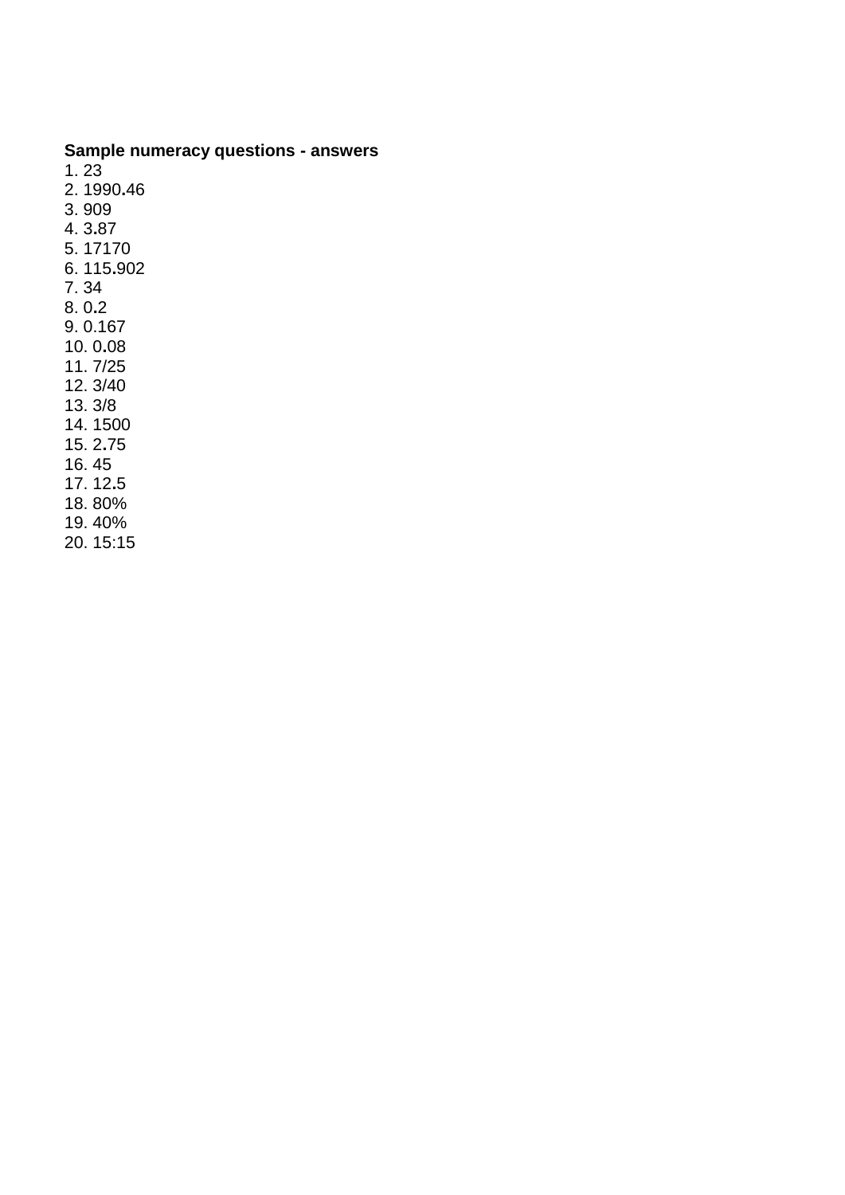**Sample numeracy questions - answers**

1. 23
2. 1990.46
3. 909
4. 3.87
5. 17170
6. 115.902
7. 34
8. 0.2
9. 0.167
10. 0.08
11. 7/25
12. 3/40
13. 3/8
14. 1500
15. 2.75
16. 45
17. 12.5
18. 80%
19. 40%
20. 15:15